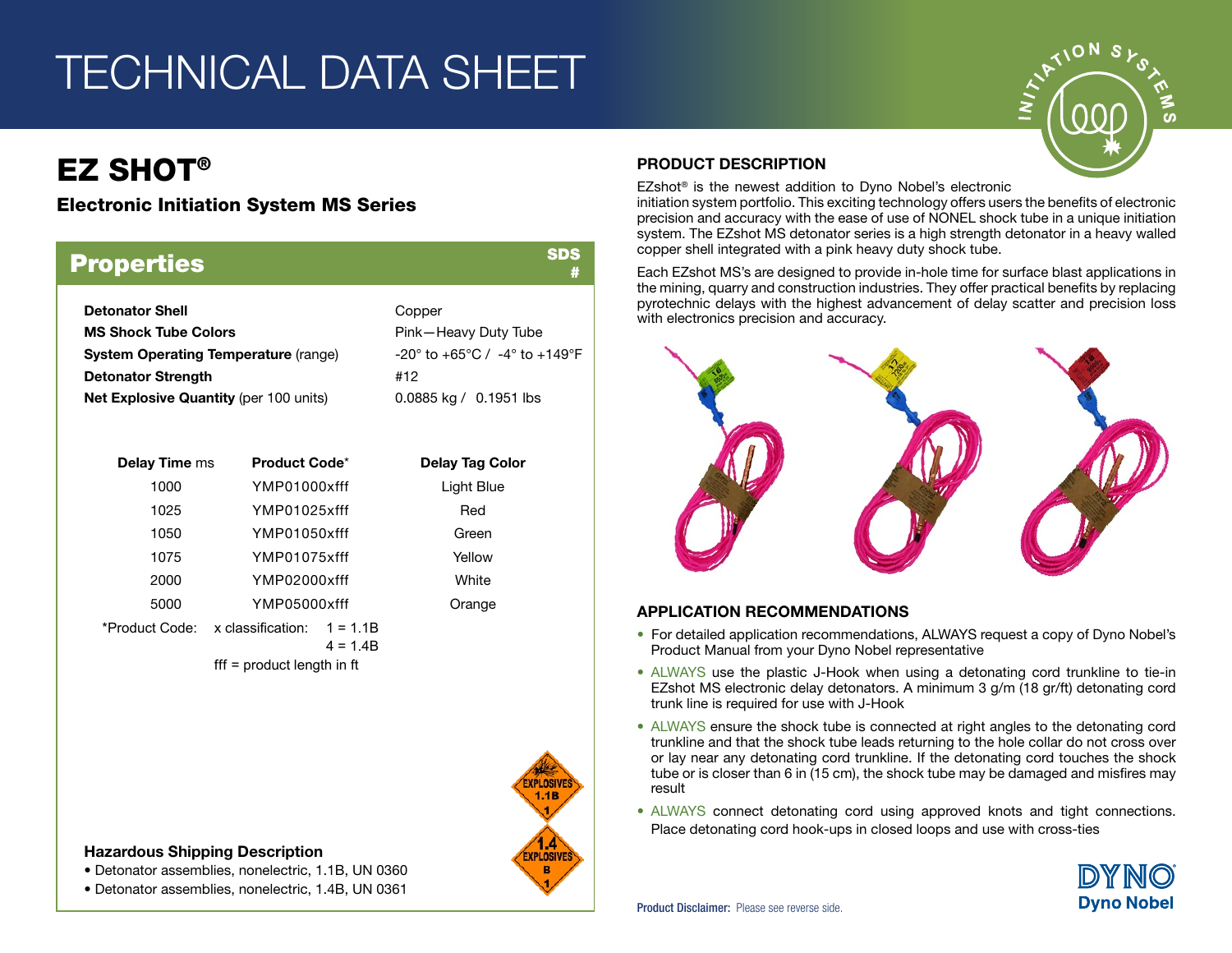# TECHNICAL DATA SHEET

## EZ SHOT®

### Electronic Initiation System MS Series

## Properties

SDS #

| | |
|---|---|
| **Detonator Shell** | Copper |
| **MS Shock Tube Colors** | Pink—Heavy Duty Tube |
| **System Operating Temperature** (range) | -20° to +65°C / -4° to +149°F |
| **Detonator Strength** | #12 |
| **Net Explosive Quantity** (per 100 units) | 0.0885 kg / 0.1951 lbs |

| **Delay Time** ms | **Product Code*** | **Delay Tag Color** |
|---|---|---|
| 1000 | YMP01000xfff | Light Blue |
| 1025 | YMP01025xfff | Red |
| 1050 | YMP01050xfff | Green |
| 1075 | YMP01075xfff | Yellow |
| 2000 | YMP02000xfff | White |
| 5000 | YMP05000xfff | Orange |

*Product Code: x classification: 1 = 1.1B
4 = 1.4B
fff = product length in ft

**Hazardous Shipping Description**

- Detonator assemblies, nonelectric, 1.1B, UN 0360
- Detonator assemblies, nonelectric, 1.4B, UN 0361

## PRODUCT DESCRIPTION

EZshot® is the newest addition to Dyno Nobel's electronic initiation system portfolio. This exciting technology offers users the benefits of electronic precision and accuracy with the ease of use of NONEL shock tube in a unique initiation system. The EZshot MS detonator series is a high strength detonator in a heavy walled copper shell integrated with a pink heavy duty shock tube.

Each EZshot MS's are designed to provide in-hole time for surface blast applications in the mining, quarry and construction industries. They offer practical benefits by replacing pyrotechnic delays with the highest advancement of delay scatter and precision loss with electronics precision and accuracy.

## APPLICATION RECOMMENDATIONS

- For detailed application recommendations, ALWAYS request a copy of Dyno Nobel's Product Manual from your Dyno Nobel representative
- ALWAYS use the plastic J-Hook when using a detonating cord trunkline to tie-in EZshot MS electronic delay detonators. A minimum 3 g/m (18 gr/ft) detonating cord trunk line is required for use with J-Hook
- ALWAYS ensure the shock tube is connected at right angles to the detonating cord trunkline and that the shock tube leads returning to the hole collar do not cross over or lay near any detonating cord trunkline. If the detonating cord touches the shock tube or is closer than 6 in (15 cm), the shock tube may be damaged and misfires may result
- ALWAYS connect detonating cord using approved knots and tight connections. Place detonating cord hook-ups in closed loops and use with cross-ties

**Product Disclaimer:** Please see reverse side.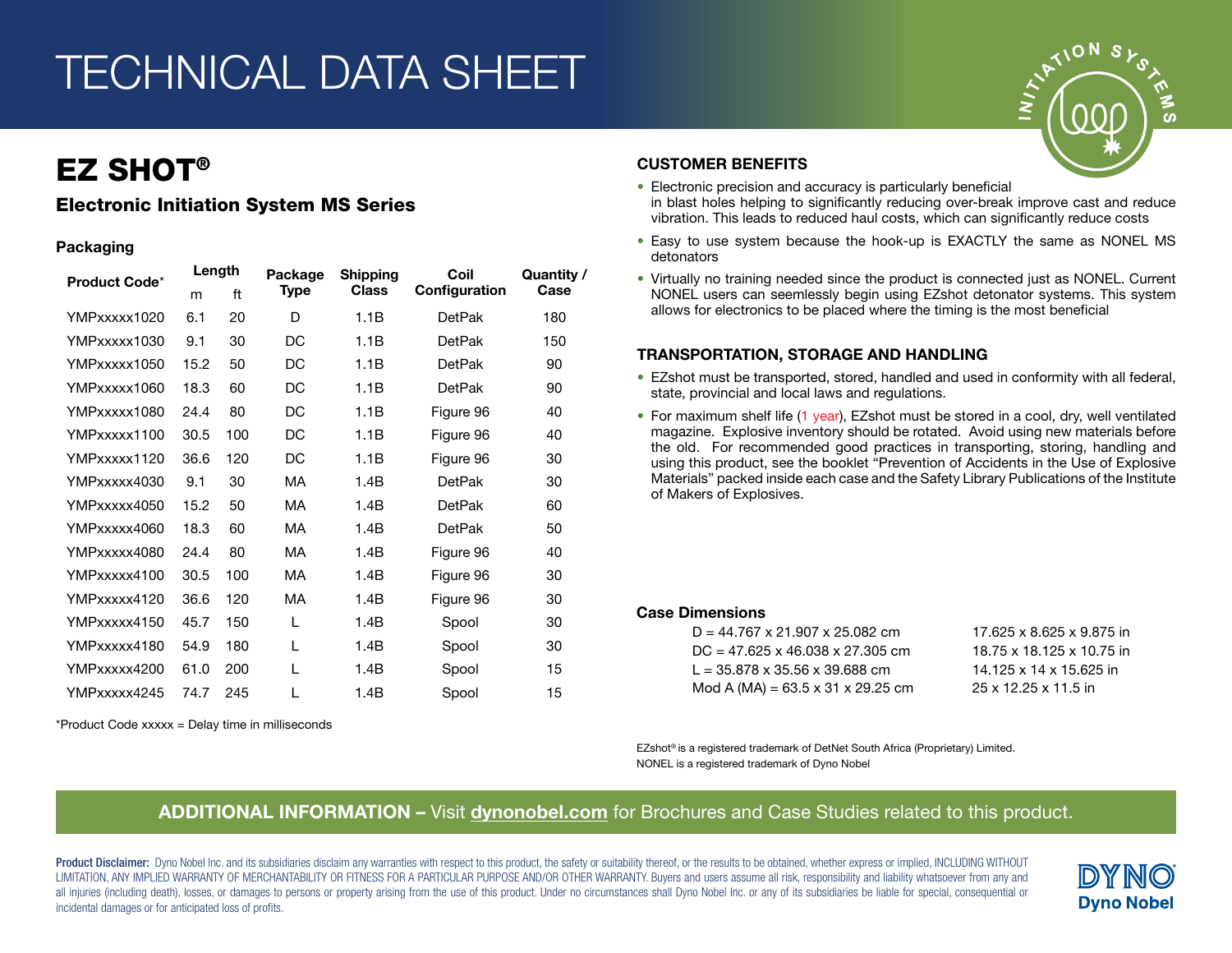# TECHNICAL DATA SHEET

## EZ SHOT®

### Electronic Initiation System MS Series

#### Packaging

| Product Code* | Length | | Package Type | Shipping Class | Coil Configuration | Quantity / Case |
|---|---|---|---|---|---|---|
| | m | ft | | | | |
| YMPxxxxx1020 | 6.1 | 20 | D | 1.1B | DetPak | 180 |
| YMPxxxxx1030 | 9.1 | 30 | DC | 1.1B | DetPak | 150 |
| YMPxxxxx1050 | 15.2 | 50 | DC | 1.1B | DetPak | 90 |
| YMPxxxxx1060 | 18.3 | 60 | DC | 1.1B | DetPak | 90 |
| YMPxxxxx1080 | 24.4 | 80 | DC | 1.1B | Figure 96 | 40 |
| YMPxxxxx1100 | 30.5 | 100 | DC | 1.1B | Figure 96 | 40 |
| YMPxxxxx1120 | 36.6 | 120 | DC | 1.1B | Figure 96 | 30 |
| YMPxxxxx4030 | 9.1 | 30 | MA | 1.4B | DetPak | 30 |
| YMPxxxxx4050 | 15.2 | 50 | MA | 1.4B | DetPak | 60 |
| YMPxxxxx4060 | 18.3 | 60 | MA | 1.4B | DetPak | 50 |
| YMPxxxxx4080 | 24.4 | 80 | MA | 1.4B | Figure 96 | 40 |
| YMPxxxxx4100 | 30.5 | 100 | MA | 1.4B | Figure 96 | 30 |
| YMPxxxxx4120 | 36.6 | 120 | MA | 1.4B | Figure 96 | 30 |
| YMPxxxxx4150 | 45.7 | 150 | L | 1.4B | Spool | 30 |
| YMPxxxxx4180 | 54.9 | 180 | L | 1.4B | Spool | 30 |
| YMPxxxxx4200 | 61.0 | 200 | L | 1.4B | Spool | 15 |
| YMPxxxxx4245 | 74.7 | 245 | L | 1.4B | Spool | 15 |

*Product Code xxxxx = Delay time in milliseconds

#### CUSTOMER BENEFITS

- Electronic precision and accuracy is particularly beneficial in blast holes helping to significantly reducing over-break improve cast and reduce vibration. This leads to reduced haul costs, which can significantly reduce costs
- Easy to use system because the hook-up is EXACTLY the same as NONEL MS detonators
- Virtually no training needed since the product is connected just as NONEL. Current NONEL users can seemlessly begin using EZshot detonator systems. This system allows for electronics to be placed where the timing is the most beneficial

#### TRANSPORTATION, STORAGE AND HANDLING

- EZshot must be transported, stored, handled and used in conformity with all federal, state, provincial and local laws and regulations.
- For maximum shelf life (1 year), EZshot must be stored in a cool, dry, well ventilated magazine. Explosive inventory should be rotated. Avoid using new materials before the old. For recommended good practices in transporting, storing, handling and using this product, see the booklet "Prevention of Accidents in the Use of Explosive Materials" packed inside each case and the Safety Library Publications of the Institute of Makers of Explosives.

#### Case Dimensions

| | |
|---|---|
| D = 44.767 x 21.907 x 25.082 cm | 17.625 x 8.625 x 9.875 in |
| DC = 47.625 x 46.038 x 27.305 cm | 18.75 x 18.125 x 10.75 in |
| L = 35.878 x 35.56 x 39.688 cm | 14.125 x 14 x 15.625 in |
| Mod A (MA) = 63.5 x 31 x 29.25 cm | 25 x 12.25 x 11.5 in |

EZshot® is a registered trademark of DetNet South Africa (Proprietary) Limited.
NONEL is a registered trademark of Dyno Nobel

**ADDITIONAL INFORMATION –** Visit **dynonobel.com** for Brochures and Case Studies related to this product.

**Product Disclaimer:** Dyno Nobel Inc. and its subsidiaries disclaim any warranties with respect to this product, the safety or suitability thereof, or the results to be obtained, whether express or implied, INCLUDING WITHOUT LIMITATION, ANY IMPLIED WARRANTY OF MERCHANTABILITY OR FITNESS FOR A PARTICULAR PURPOSE AND/OR OTHER WARRANTY. Buyers and users assume all risk, responsibility and liability whatsoever from any and all injuries (including death), losses, or damages to persons or property arising from the use of this product. Under no circumstances shall Dyno Nobel Inc. or any of its subsidiaries be liable for special, consequential or incidental damages or for anticipated loss of profits.